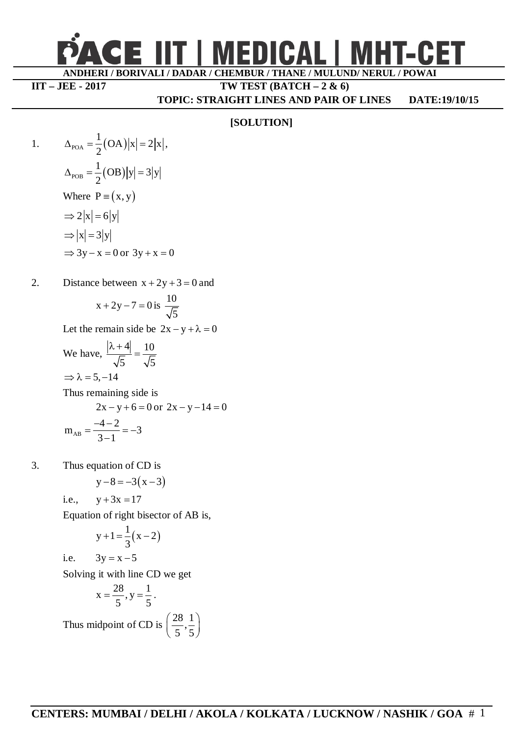# PACE IIT | MEDICAL | MHT-CET

**ANDHERI / BORIVALI / DADAR / CHEMBUR / THANE / MULUND/ NERUL / POWAI**

**IIT – JEE - 2017** **TW TEST (BATCH – 2 & 6)**

**TOPIC: STRAIGHT LINES AND PAIR OF LINES** **DATE:19/10/15**

**[SOLUTION]**

1. $\Delta_{POA} = \frac{1}{2}(OA)|x| = 2|x|$,

   $\Delta_{POB} = \frac{1}{2}(OB)|y| = 3|y|$

   Where $P \equiv (x, y)$

   $\Rightarrow 2|x| = 6|y|$

   $\Rightarrow |x| = 3|y|$

   $\Rightarrow 3y - x = 0$ or $3y + x = 0$

2. Distance between $x + 2y + 3 = 0$ and

   $x + 2y - 7 = 0$ is $\frac{10}{\sqrt{5}}$

   Let the remain side be $2x - y + \lambda = 0$

   We have, $\frac{|\lambda + 4|}{\sqrt{5}} = \frac{10}{\sqrt{5}}$

   $\Rightarrow \lambda = 5, -14$

   Thus remaining side is

   $2x - y + 6 = 0$ or $2x - y - 14 = 0$

   $m_{AB} = \frac{-4-2}{3-1} = -3$

3. Thus equation of CD is

   $y - 8 = -3(x - 3)$

   i.e., $y + 3x = 17$

   Equation of right bisector of AB is,

   $y + 1 = \frac{1}{3}(x - 2)$

   i.e. $3y = x - 5$

   Solving it with line CD we get

   $x = \frac{28}{5}, y = \frac{1}{5}$.

   Thus midpoint of CD is $\left(\frac{28}{5}, \frac{1}{5}\right)$

**CENTERS: MUMBAI / DELHI / AKOLA / KOLKATA / LUCKNOW / NASHIK / GOA**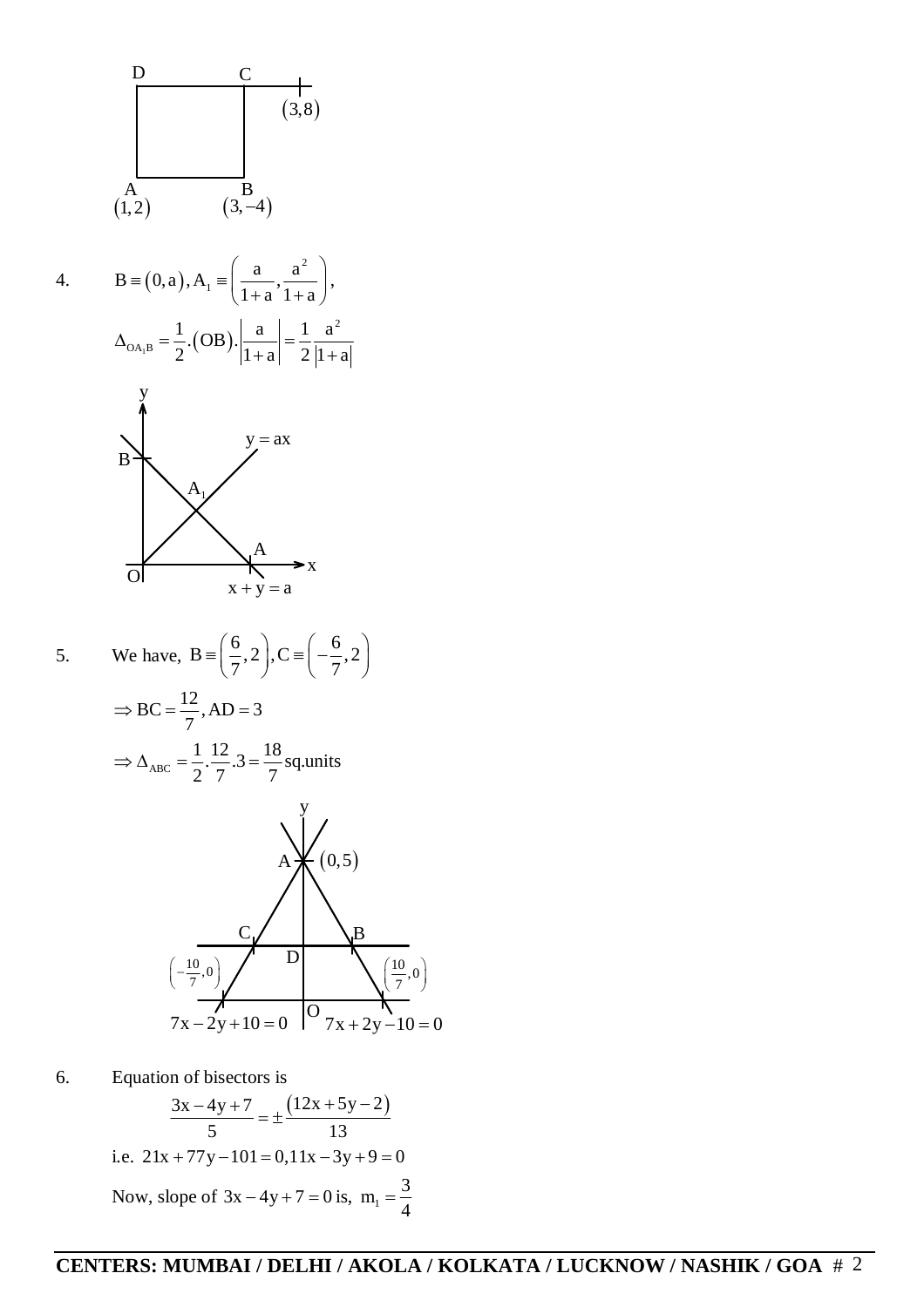D C (3,8)

A B
(1,2) (3,−4)

4. $B \equiv (0,a), A_1 \equiv \left(\frac{a}{1+a}, \frac{a^2}{1+a}\right),$

$$\Delta_{OA_1B} = \frac{1}{2}.(OB).\left|\frac{a}{1+a}\right| = \frac{1}{2}\frac{a^2}{|1+a|}$$

y, $y = ax$, B, $A_1$, A, x, O, $x + y = a$

5. We have, $B \equiv \left(\frac{6}{7}, 2\right), C \equiv \left(-\frac{6}{7}, 2\right)$

$$\Rightarrow BC = \frac{12}{7}, AD = 3$$

$$\Rightarrow \Delta_{ABC} = \frac{1}{2}.\frac{12}{7}.3 = \frac{18}{7}\text{sq.units}$$

y, A (0,5), C, B, D, $\left(-\frac{10}{7}, 0\right)$, $\left(\frac{10}{7}, 0\right)$, O, $7x - 2y + 10 = 0$, $7x + 2y - 10 = 0$

6. Equation of bisectors is

$$\frac{3x - 4y + 7}{5} = \pm\frac{(12x + 5y - 2)}{13}$$

i.e. $21x + 77y - 101 = 0, 11x - 3y + 9 = 0$

Now, slope of $3x - 4y + 7 = 0$ is, $m_1 = \frac{3}{4}$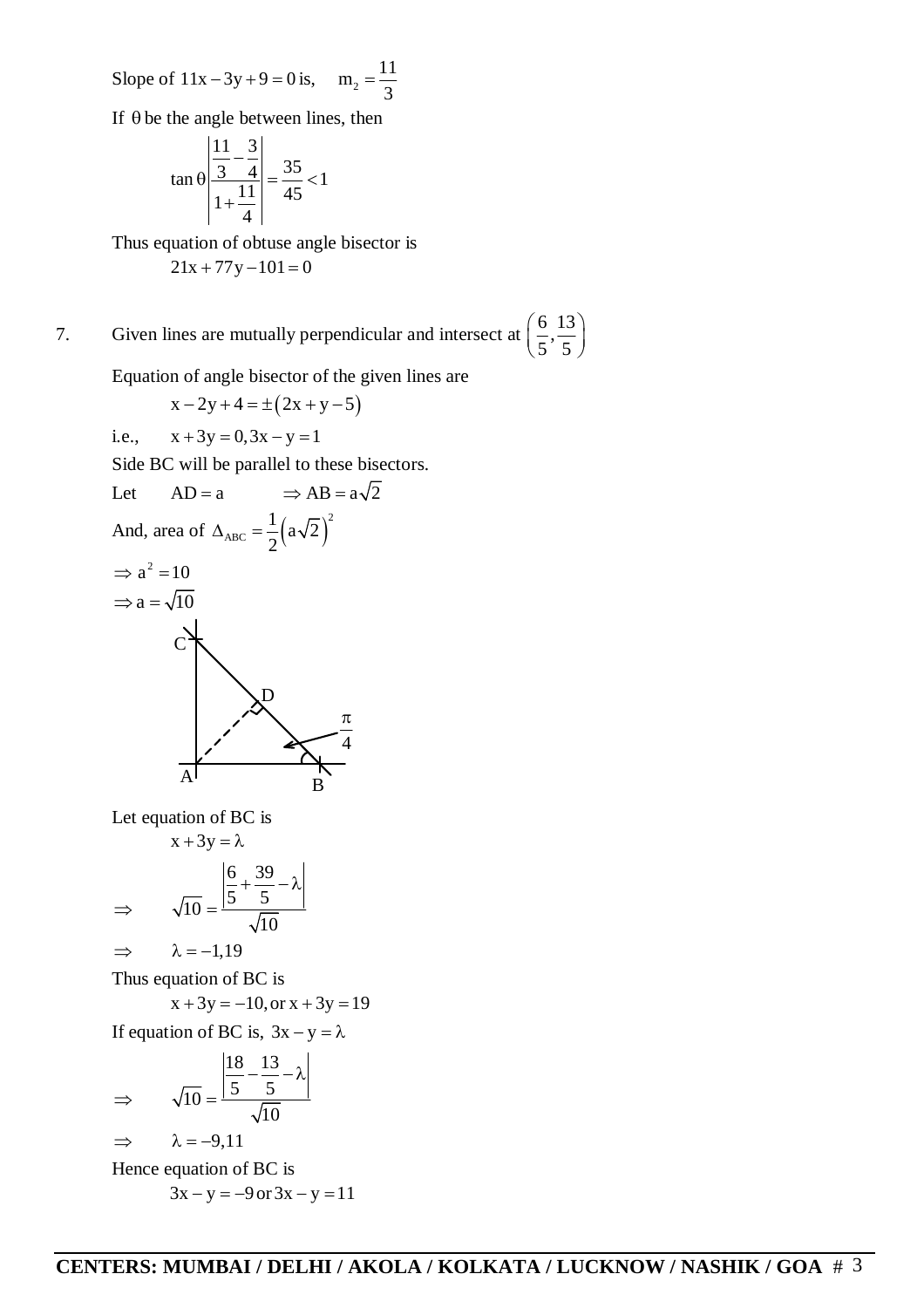Slope of $11x - 3y + 9 = 0$ is, $\quad m_2 = \dfrac{11}{3}$

If $\theta$ be the angle between lines, then

$$\tan\theta \left|\frac{\frac{11}{3} - \frac{3}{4}}{1 + \frac{11}{4}}\right| = \frac{35}{45} < 1$$

Thus equation of obtuse angle bisector is

$$21x + 77y - 101 = 0$$

7. Given lines are mutually perpendicular and intersect at $\left(\dfrac{6}{5}, \dfrac{13}{5}\right)$

Equation of angle bisector of the given lines are

$$x - 2y + 4 = \pm(2x + y - 5)$$

i.e., $\quad x + 3y = 0, 3x - y = 1$

Side BC will be parallel to these bisectors.

Let $\quad AD = a \qquad \Rightarrow AB = a\sqrt{2}$

And, area of $\Delta_{ABC} = \dfrac{1}{2}\left(a\sqrt{2}\right)^2$

$\Rightarrow a^2 = 10$

$\Rightarrow a = \sqrt{10}$

Let equation of BC is

$$x + 3y = \lambda$$

$$\Rightarrow \qquad \sqrt{10} = \frac{\left|\frac{6}{5} + \frac{39}{5} - \lambda\right|}{\sqrt{10}}$$

$\Rightarrow \qquad \lambda = -1, 19$

Thus equation of BC is

$$x + 3y = -10, \text{ or } x + 3y = 19$$

If equation of BC is, $3x - y = \lambda$

$$\Rightarrow \qquad \sqrt{10} = \frac{\left|\frac{18}{5} - \frac{13}{5} - \lambda\right|}{\sqrt{10}}$$

$\Rightarrow \qquad \lambda = -9, 11$

Hence equation of BC is

$$3x - y = -9 \text{ or } 3x - y = 11$$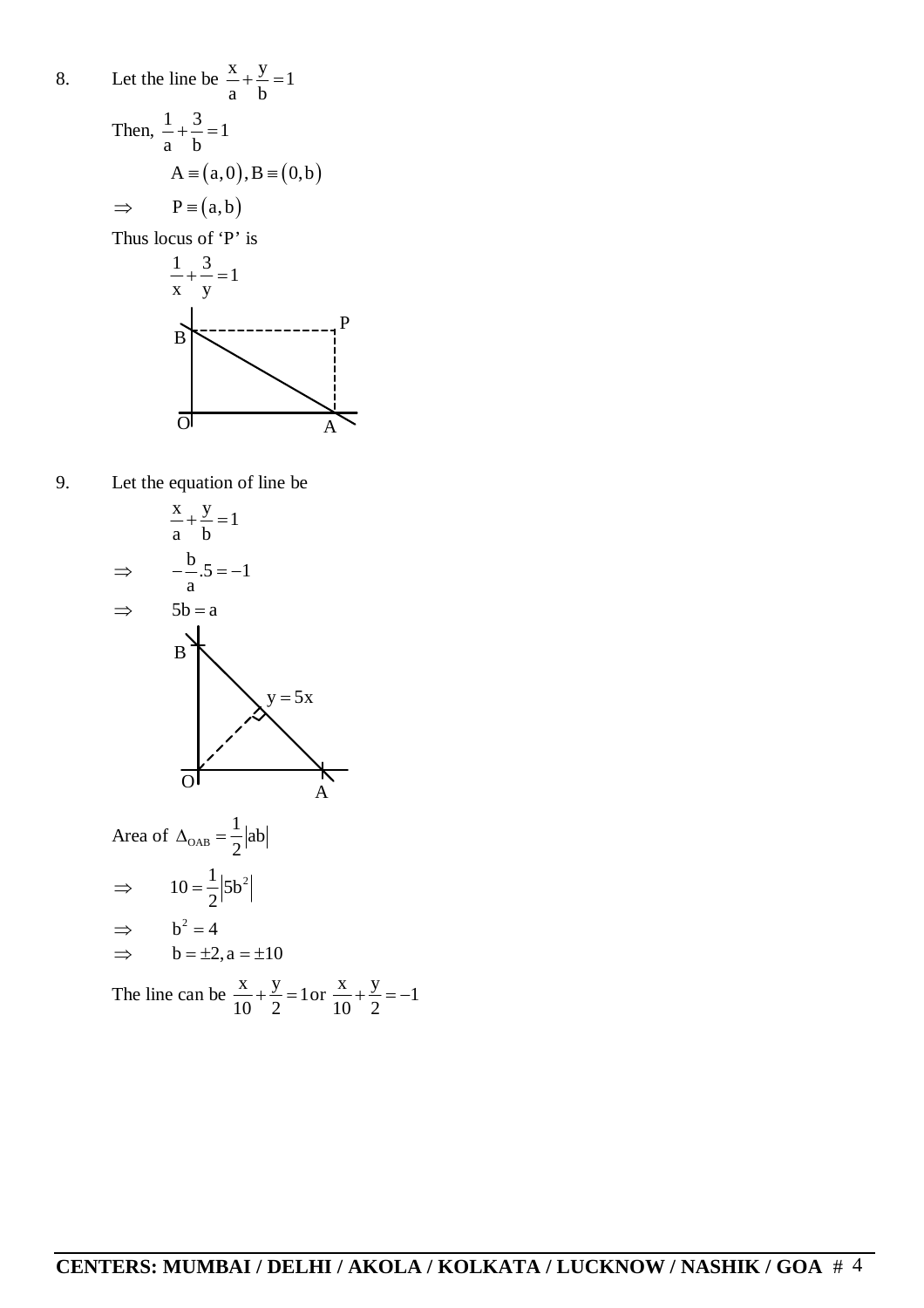8. Let the line be $\frac{x}{a}+\frac{y}{b}=1$

Then, $\frac{1}{a}+\frac{3}{b}=1$

$$A \equiv (a,0), B \equiv (0,b)$$

$\Rightarrow \quad P \equiv (a,b)$

Thus locus of 'P' is

$$\frac{1}{x}+\frac{3}{y}=1$$

9. Let the equation of line be

$$\frac{x}{a}+\frac{y}{b}=1$$

$\Rightarrow \quad -\frac{b}{a}.5=-1$

$\Rightarrow \quad 5b=a$

Area of $\Delta_{OAB}=\frac{1}{2}|ab|$

$\Rightarrow \quad 10=\frac{1}{2}\left|5b^2\right|$

$\Rightarrow \quad b^2=4$

$\Rightarrow \quad b=\pm 2, a=\pm 10$

The line can be $\frac{x}{10}+\frac{y}{2}=1$ or $\frac{x}{10}+\frac{y}{2}=-1$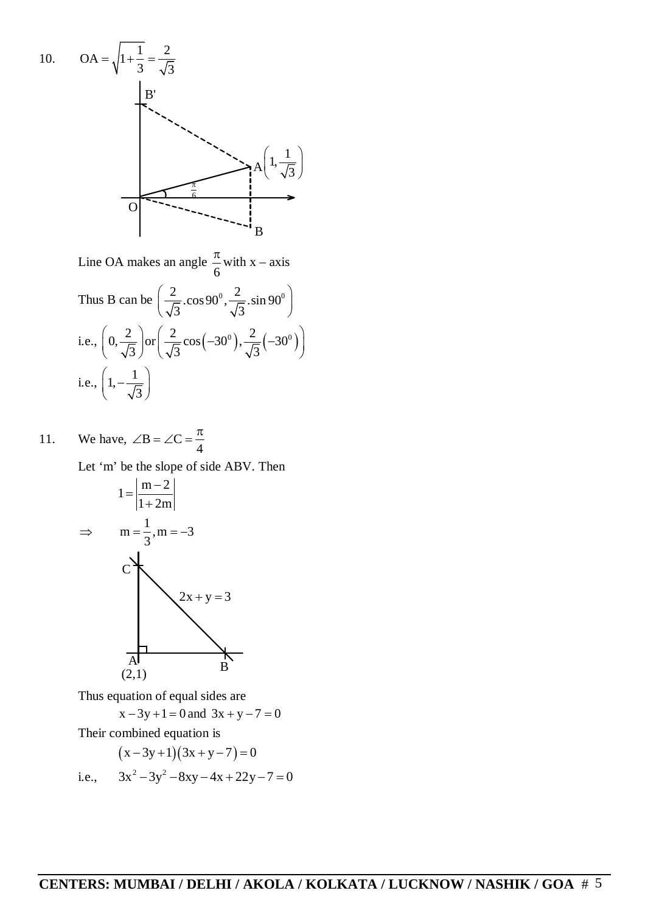10. $\quad OA = \sqrt{1+\frac{1}{3}} = \frac{2}{\sqrt{3}}$

Line OA makes an angle $\frac{\pi}{6}$ with x – axis

Thus B can be $\left(\frac{2}{\sqrt{3}}.\cos 90^0, \frac{2}{\sqrt{3}}.\sin 90^0\right)$

i.e., $\left(0, \frac{2}{\sqrt{3}}\right)$ or $\left(\frac{2}{\sqrt{3}}\cos\left(-30^0\right), \frac{2}{\sqrt{3}}\left(-30^0\right)\right)$

i.e., $\left(1, -\frac{1}{\sqrt{3}}\right)$

11. $\quad$ We have, $\angle B = \angle C = \frac{\pi}{4}$

Let 'm' be the slope of side ABV. Then

$$1 = \left|\frac{m-2}{1+2m}\right|$$

$\Rightarrow \quad m = \frac{1}{3}, m = -3$

Thus equation of equal sides are

$$x - 3y + 1 = 0 \text{ and } 3x + y - 7 = 0$$

Their combined equation is

$$\left(x - 3y + 1\right)\left(3x + y - 7\right) = 0$$

i.e., $\quad 3x^2 - 3y^2 - 8xy - 4x + 22y - 7 = 0$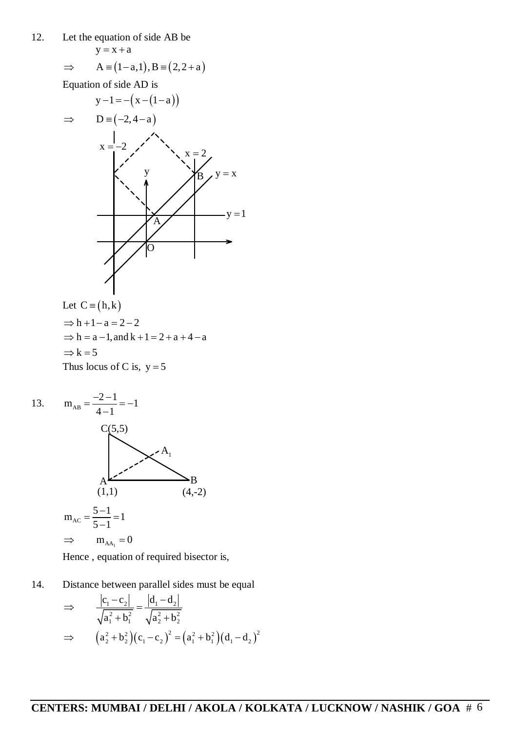12. Let the equation of side AB be

$$y = x + a$$

$\Rightarrow \quad A \equiv (1-a, 1), B \equiv (2, 2+a)$

Equation of side AD is

$$y - 1 = -(x - (1-a))$$

$\Rightarrow \quad D \equiv (-2, 4-a)$

Let $C \equiv (h, k)$

$\Rightarrow h + 1 - a = 2 - 2$

$\Rightarrow h = a - 1, \text{and } k + 1 = 2 + a + 4 - a$

$\Rightarrow k = 5$

Thus locus of C is, $y = 5$

13. $m_{AB} = \dfrac{-2-1}{4-1} = -1$

$m_{AC} = \dfrac{5-1}{5-1} = 1$

$\Rightarrow \quad m_{AA_1} = 0$

Hence , equation of required bisector is,

14. Distance between parallel sides must be equal

$$\Rightarrow \quad \frac{|c_1 - c_2|}{\sqrt{a_1^2 + b_1^2}} = \frac{|d_1 - d_2|}{\sqrt{a_2^2 + b_2^2}}$$

$$\Rightarrow \quad (a_2^2 + b_2^2)(c_1 - c_2)^2 = (a_1^2 + b_1^2)(d_1 - d_2)^2$$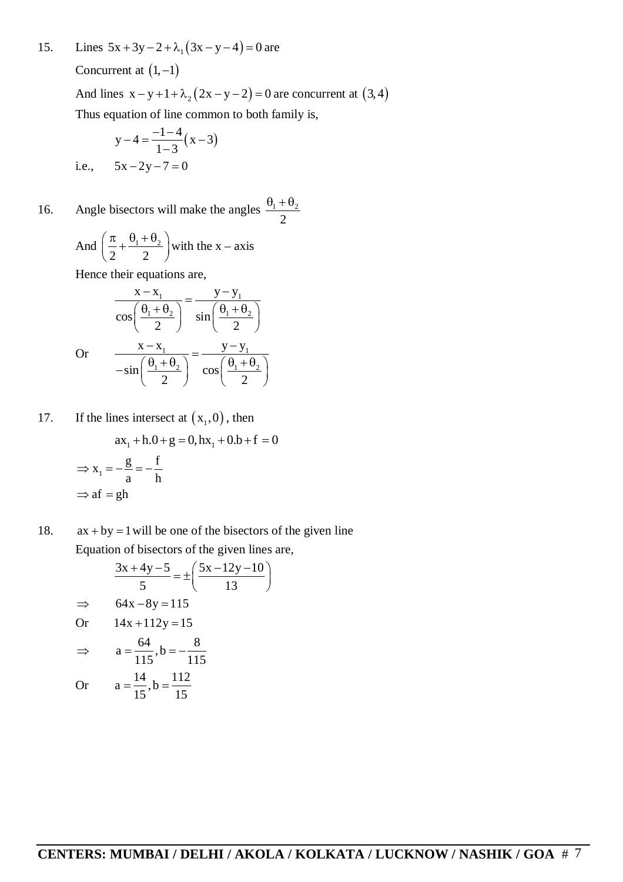15. Lines $5x+3y-2+\lambda_1(3x-y-4)=0$ are

Concurrent at $(1,-1)$

And lines $x-y+1+\lambda_2(2x-y-2)=0$ are concurrent at $(3,4)$

Thus equation of line common to both family is,

$$y-4=\frac{-1-4}{1-3}(x-3)$$

i.e., $5x-2y-7=0$

16. Angle bisectors will make the angles $\frac{\theta_1+\theta_2}{2}$

And $\left(\frac{\pi}{2}+\frac{\theta_1+\theta_2}{2}\right)$ with the x – axis

Hence their equations are,

$$\frac{x-x_1}{\cos\left(\frac{\theta_1+\theta_2}{2}\right)}=\frac{y-y_1}{\sin\left(\frac{\theta_1+\theta_2}{2}\right)}$$

Or $$\frac{x-x_1}{-\sin\left(\frac{\theta_1+\theta_2}{2}\right)}=\frac{y-y_1}{\cos\left(\frac{\theta_1+\theta_2}{2}\right)}$$

17. If the lines intersect at $(x_1,0)$, then

$$ax_1+h.0+g=0,\ hx_1+0.b+f=0$$

$\Rightarrow x_1=-\frac{g}{a}=-\frac{f}{h}$

$\Rightarrow af=gh$

18. $ax+by=1$ will be one of the bisectors of the given line

Equation of bisectors of the given lines are,

$$\frac{3x+4y-5}{5}=\pm\left(\frac{5x-12y-10}{13}\right)$$

$\Rightarrow$ $64x-8y=115$

Or $14x+112y=15$

$\Rightarrow$ $a=\frac{64}{115},b=-\frac{8}{115}$

Or $a=\frac{14}{15},b=\frac{112}{15}$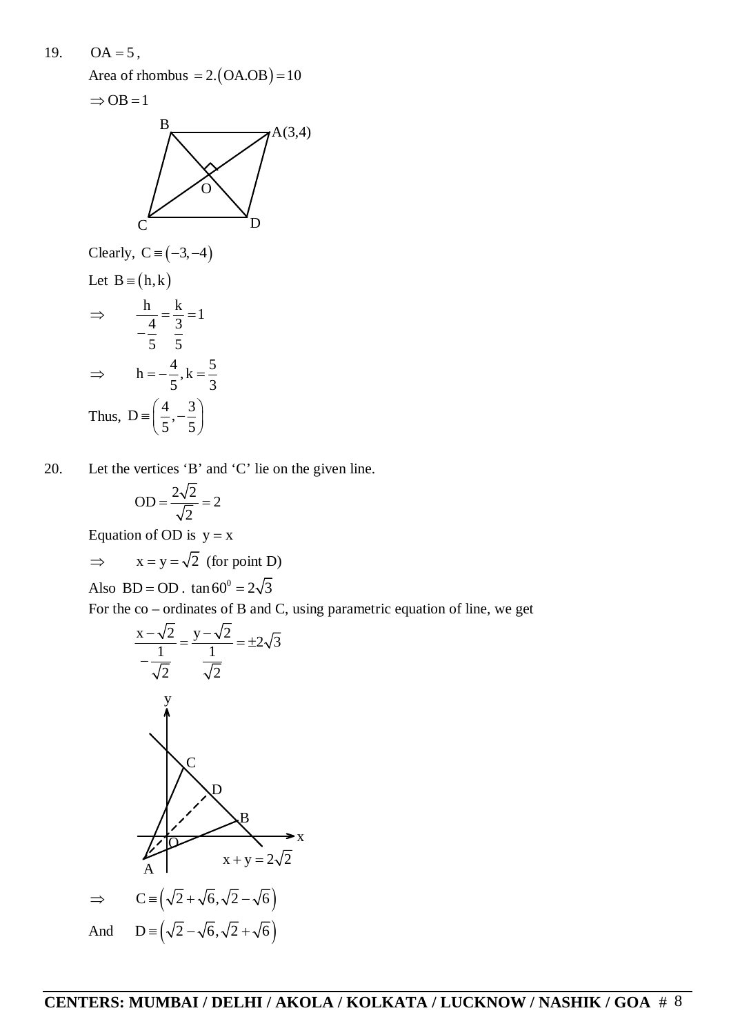19. $OA = 5$,

Area of rhombus $= 2.(OA.OB) = 10$

$\Rightarrow OB = 1$

Clearly, $C \equiv (-3, -4)$

Let $B \equiv (h, k)$

$$\Rightarrow \quad \frac{h}{-\frac{4}{5}} = \frac{k}{\frac{3}{5}} = 1$$

$$\Rightarrow \quad h = -\frac{4}{5}, k = \frac{5}{3}$$

Thus, $D \equiv \left(\frac{4}{5}, -\frac{3}{5}\right)$

20. Let the vertices 'B' and 'C' lie on the given line.

$$OD = \frac{2\sqrt{2}}{\sqrt{2}} = 2$$

Equation of OD is $y = x$

$\Rightarrow \quad x = y = \sqrt{2}$ (for point D)

Also $BD = OD \cdot \tan 60^0 = 2\sqrt{3}$

For the co – ordinates of B and C, using parametric equation of line, we get

$$\frac{x - \sqrt{2}}{-\frac{1}{\sqrt{2}}} = \frac{y - \sqrt{2}}{\frac{1}{\sqrt{2}}} = \pm 2\sqrt{3}$$

$\Rightarrow \quad C \equiv \left(\sqrt{2} + \sqrt{6}, \sqrt{2} - \sqrt{6}\right)$

And $\quad D \equiv \left(\sqrt{2} - \sqrt{6}, \sqrt{2} + \sqrt{6}\right)$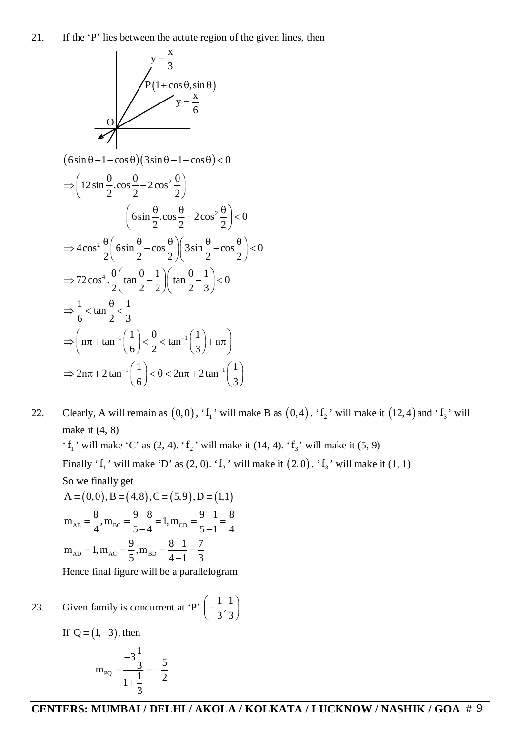21. If the 'P' lies between the actute region of the given lines, then

$y = \frac{x}{3}$

$P(1+\cos\theta, \sin\theta)$

$y = \frac{x}{6}$

O

$$(6\sin\theta - 1 - \cos\theta)(3\sin\theta - 1 - \cos\theta) < 0$$

$$\Rightarrow \left(12\sin\frac{\theta}{2}.\cos\frac{\theta}{2} - 2\cos^2\frac{\theta}{2}\right)$$

$$\left(6\sin\frac{\theta}{2}.\cos\frac{\theta}{2} - 2\cos^2\frac{\theta}{2}\right) < 0$$

$$\Rightarrow 4\cos^2\frac{\theta}{2}\left(6\sin\frac{\theta}{2} - \cos\frac{\theta}{2}\right)\left(3\sin\frac{\theta}{2} - \cos\frac{\theta}{2}\right) < 0$$

$$\Rightarrow 72\cos^4.\frac{\theta}{2}\left(\tan\frac{\theta}{2} - \frac{1}{2}\right)\left(\tan\frac{\theta}{2} - \frac{1}{3}\right) < 0$$

$$\Rightarrow \frac{1}{6} < \tan\frac{\theta}{2} < \frac{1}{3}$$

$$\Rightarrow \left(n\pi + \tan^{-1}\left(\frac{1}{6}\right) < \frac{\theta}{2} < \tan^{-1}\left(\frac{1}{3}\right) + n\pi\right)$$

$$\Rightarrow 2n\pi + 2\tan^{-1}\left(\frac{1}{6}\right) < \theta < 2n\pi + 2\tan^{-1}\left(\frac{1}{3}\right)$$

22. Clearly, A will remain as $(0,0)$, '$f_1$' will make B as $(0,4)$. '$f_2$' will make it $(12,4)$ and '$f_3$' will make it (4, 8)

'$f_1$' will make 'C' as (2, 4). '$f_2$' will make it (14, 4). '$f_3$' will make it (5, 9)

Finally '$f_1$' will make 'D' as (2, 0). '$f_2$' will make it $(2,0)$. '$f_3$' will make it (1, 1)

So we finally get

$$A \equiv (0,0), B \equiv (4,8), C \equiv (5,9), D \equiv (1,1)$$

$$m_{AB} = \frac{8}{4}, m_{BC} = \frac{9-8}{5-4} = 1, m_{CD} = \frac{9-1}{5-1} = \frac{8}{4}$$

$$m_{AD} = 1, m_{AC} = \frac{9}{5}, m_{BD} = \frac{8-1}{4-1} = \frac{7}{3}$$

Hence final figure will be a parallelogram

23. Given family is concurrent at 'P' $\left(-\frac{1}{3}, \frac{1}{3}\right)$

If $Q \equiv (1,-3)$, then

$$m_{PQ} = \frac{-3\frac{1}{3}}{1+\frac{1}{3}} = -\frac{5}{2}$$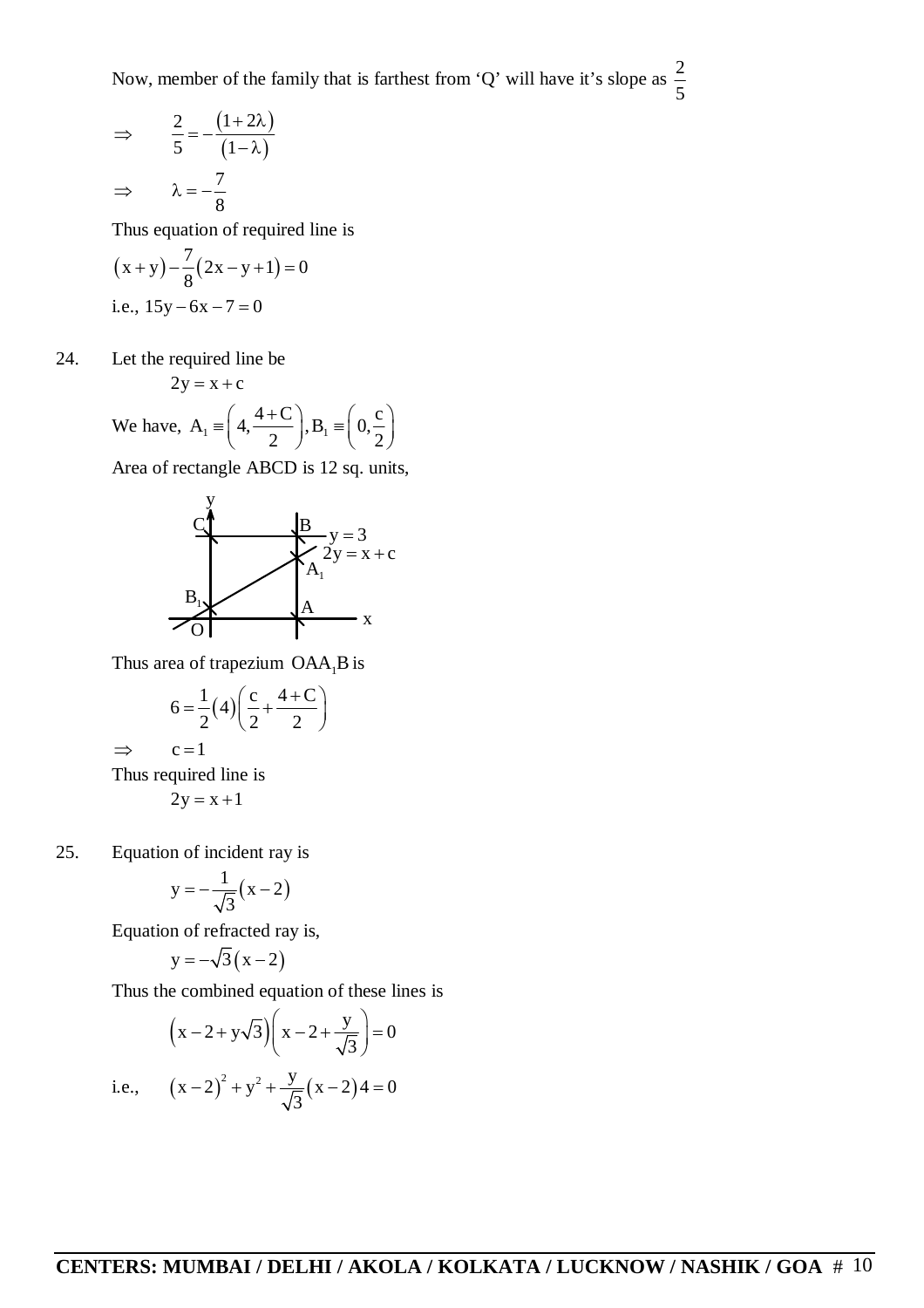Now, member of the family that is farthest from 'Q' will have it's slope as $\frac{2}{5}$

$\Rightarrow \quad \frac{2}{5} = -\frac{(1+2\lambda)}{(1-\lambda)}$

$\Rightarrow \quad \lambda = -\frac{7}{8}$

Thus equation of required line is

$(x+y) - \frac{7}{8}(2x - y + 1) = 0$

i.e., $15y - 6x - 7 = 0$

24. Let the required line be

$$2y = x + c$$

We have, $A_1 \equiv \left(4, \frac{4+C}{2}\right), B_1 \equiv \left(0, \frac{c}{2}\right)$

Area of rectangle ABCD is 12 sq. units,

y
C
B
y = 3
2y = x + c
$A_1$
$B_1$
A
x
O

Thus area of trapezium $OAA_1B$ is

$$6 = \frac{1}{2}(4)\left(\frac{c}{2} + \frac{4+C}{2}\right)$$

$\Rightarrow \quad c = 1$

Thus required line is

$$2y = x + 1$$

25. Equation of incident ray is

$$y = -\frac{1}{\sqrt{3}}(x-2)$$

Equation of refracted ray is,

$$y = -\sqrt{3}(x-2)$$

Thus the combined equation of these lines is

$$\left(x - 2 + y\sqrt{3}\right)\left(x - 2 + \frac{y}{\sqrt{3}}\right) = 0$$

i.e., $\quad (x-2)^2 + y^2 + \frac{y}{\sqrt{3}}(x-2)4 = 0$